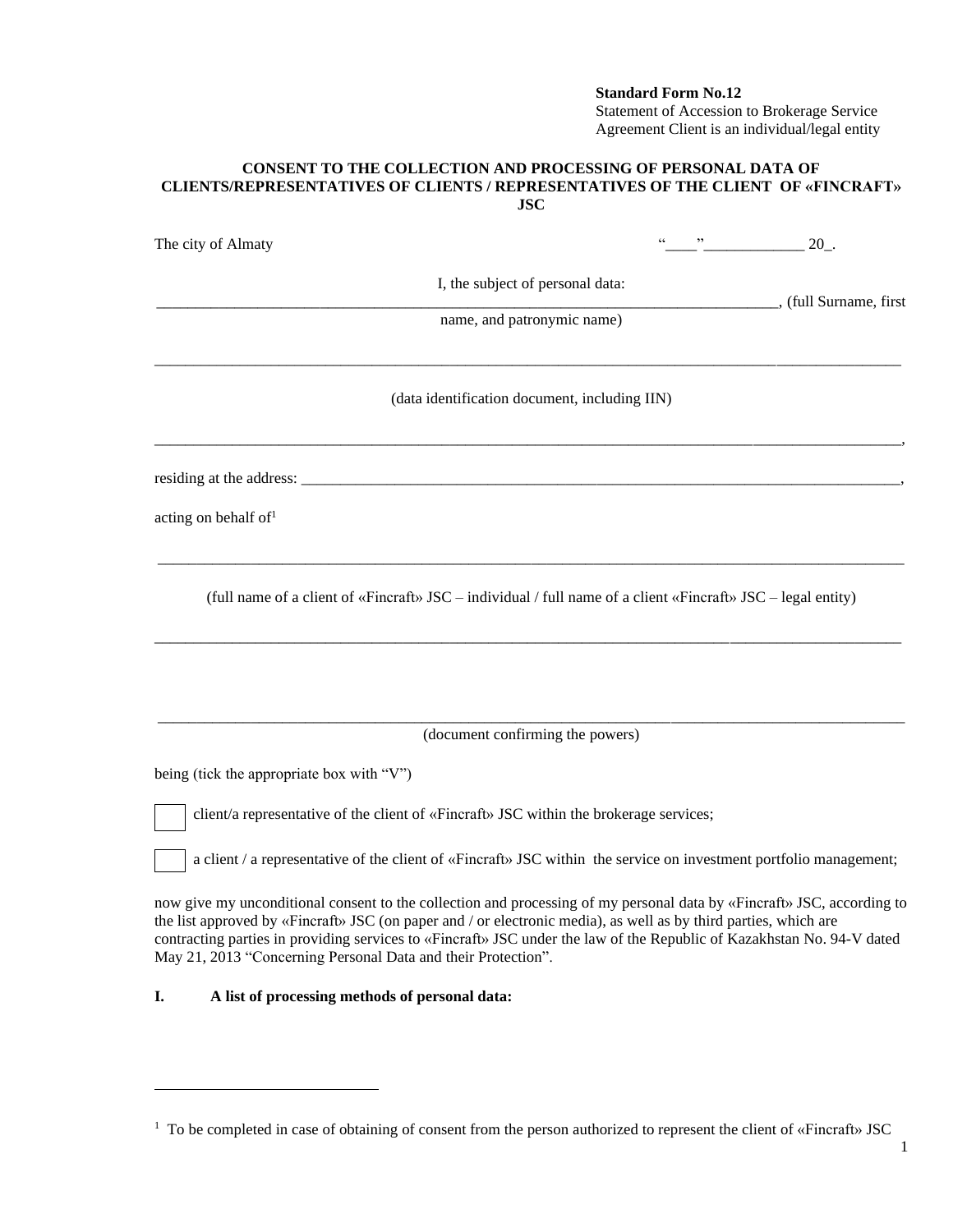**Standard Form No.12**
Statement of Accession to Brokerage Service Agreement Client is an individual/legal entity

**CONSENT TO THE COLLECTION AND PROCESSING OF PERSONAL DATA OF CLIENTS/REPRESENTATIVES OF CLIENTS / REPRESENTATIVES OF THE CLIENT OF «FINCRAFT» JSC**

The city of Almaty "____"_____________ 20_.

I, the subject of personal data:
_______________________________________________________________________________, (full Surname, first name, and patronymic name)

_______________________________________________________________________________

(data identification document, including IIN)

_______________________________________________________________________________,

residing at the address: ________________________________________________________________,

acting on behalf of[1]

_______________________________________________________________________________

(full name of a client of «Fincraft» JSC – individual / full name of a client «Fincraft» JSC – legal entity)

_______________________________________________________________________________

_______________________________________________________________________________
(document confirming the powers)

being (tick the appropriate box with "V")

☐ client/a representative of the client of «Fincraft» JSC within the brokerage services;

☐ a client / a representative of the client of «Fincraft» JSC within the service on investment portfolio management;

now give my unconditional consent to the collection and processing of my personal data by «Fincraft» JSC, according to the list approved by «Fincraft» JSC (on paper and / or electronic media), as well as by third parties, which are contracting parties in providing services to «Fincraft» JSC under the law of the Republic of Kazakhstan No. 94-V dated May 21, 2013 "Concerning Personal Data and their Protection".

**I. A list of processing methods of personal data:**

---

[1] To be completed in case of obtaining of consent from the person authorized to represent the client of «Fincraft» JSC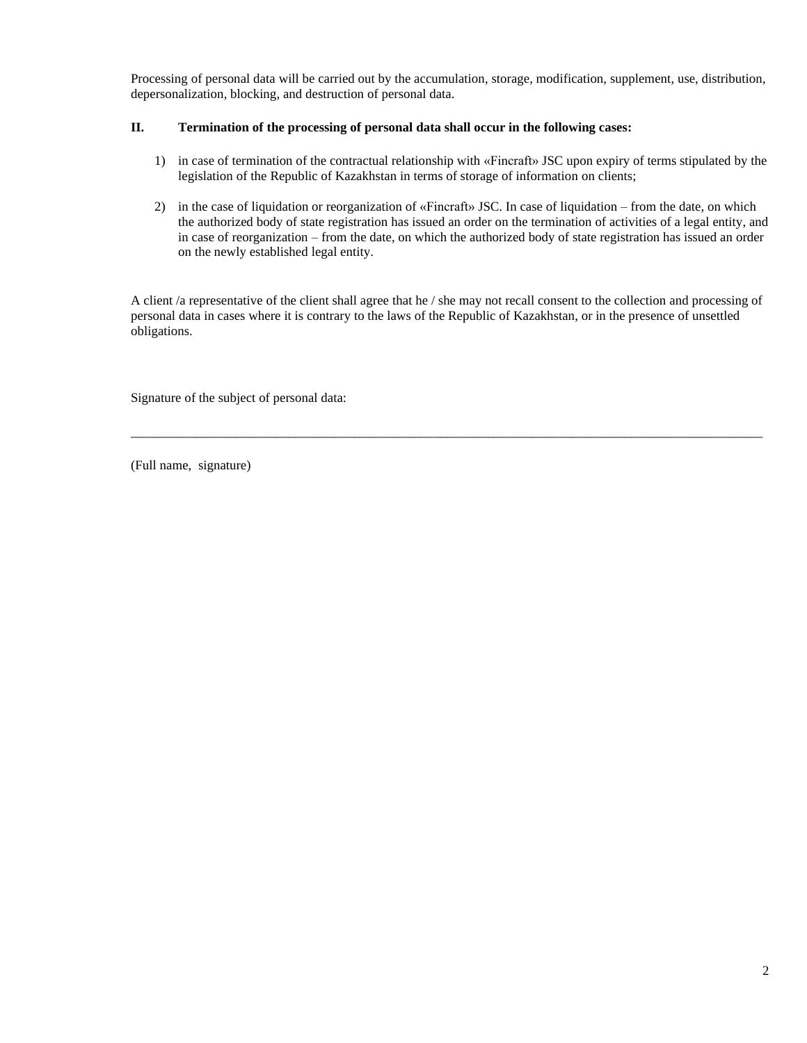Processing of personal data will be carried out by the accumulation, storage, modification, supplement, use, distribution, depersonalization, blocking, and destruction of personal data.

**II. Termination of the processing of personal data shall occur in the following cases:**

1) in case of termination of the contractual relationship with «Fincraft» JSC upon expiry of terms stipulated by the legislation of the Republic of Kazakhstan in terms of storage of information on clients;

2) in the case of liquidation or reorganization of «Fincraft» JSC. In case of liquidation – from the date, on which the authorized body of state registration has issued an order on the termination of activities of a legal entity, and in case of reorganization – from the date, on which the authorized body of state registration has issued an order on the newly established legal entity.

A client /a representative of the client shall agree that he / she may not recall consent to the collection and processing of personal data in cases where it is contrary to the laws of the Republic of Kazakhstan, or in the presence of unsettled obligations.

Signature of the subject of personal data:

___________________________________________________________________________________________

(Full name, signature)